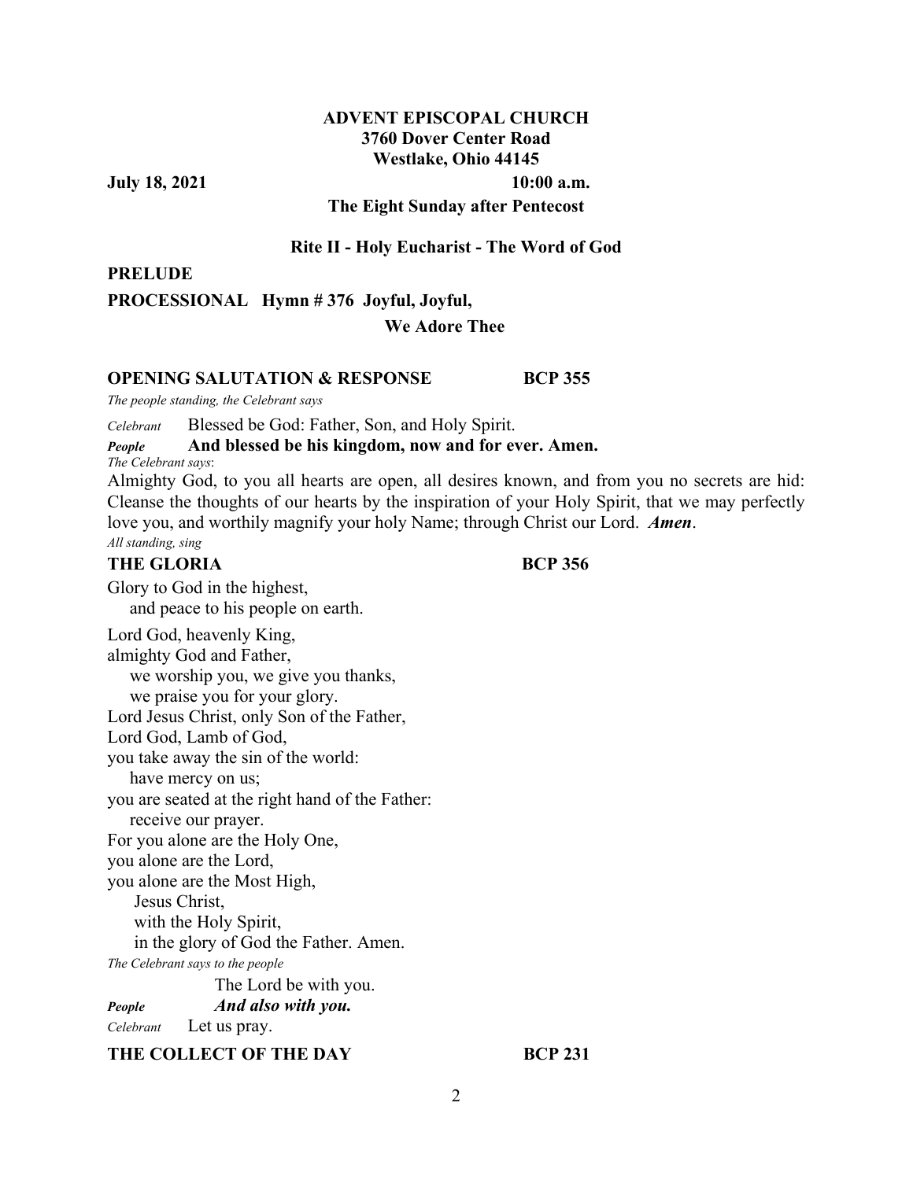**ADVENT EPISCOPAL CHURCH**
**3760 Dover Center Road**
**Westlake, Ohio 44145**

**July 18, 2021** **10:00 a.m.**

**The Eight Sunday after Pentecost**

**Rite II - Holy Eucharist - The Word of God**

**PRELUDE**

**PROCESSIONAL Hymn # 376 Joyful, Joyful, We Adore Thee**

**OPENING SALUTATION & RESPONSE BCP 355**

*The people standing, the Celebrant says*

*Celebrant* Blessed be God: Father, Son, and Holy Spirit.

***People*** **And blessed be his kingdom, now and for ever. Amen.**

*The Celebrant says*:

Almighty God, to you all hearts are open, all desires known, and from you no secrets are hid: Cleanse the thoughts of our hearts by the inspiration of your Holy Spirit, that we may perfectly love you, and worthily magnify your holy Name; through Christ our Lord. ***Amen***.

*All standing, sing*

**THE GLORIA BCP 356**

Glory to God in the highest,
  and peace to his people on earth.

Lord God, heavenly King,
almighty God and Father,
  we worship you, we give you thanks,
  we praise you for your glory.
Lord Jesus Christ, only Son of the Father,
Lord God, Lamb of God,
you take away the sin of the world:
  have mercy on us;
you are seated at the right hand of the Father:
  receive our prayer.
For you alone are the Holy One,
you alone are the Lord,
you alone are the Most High,
  Jesus Christ,
  with the Holy Spirit,
  in the glory of God the Father. Amen.

*The Celebrant says to the people*

The Lord be with you.

***People*** ***And also with you.***

*Celebrant* Let us pray.

**THE COLLECT OF THE DAY BCP 231**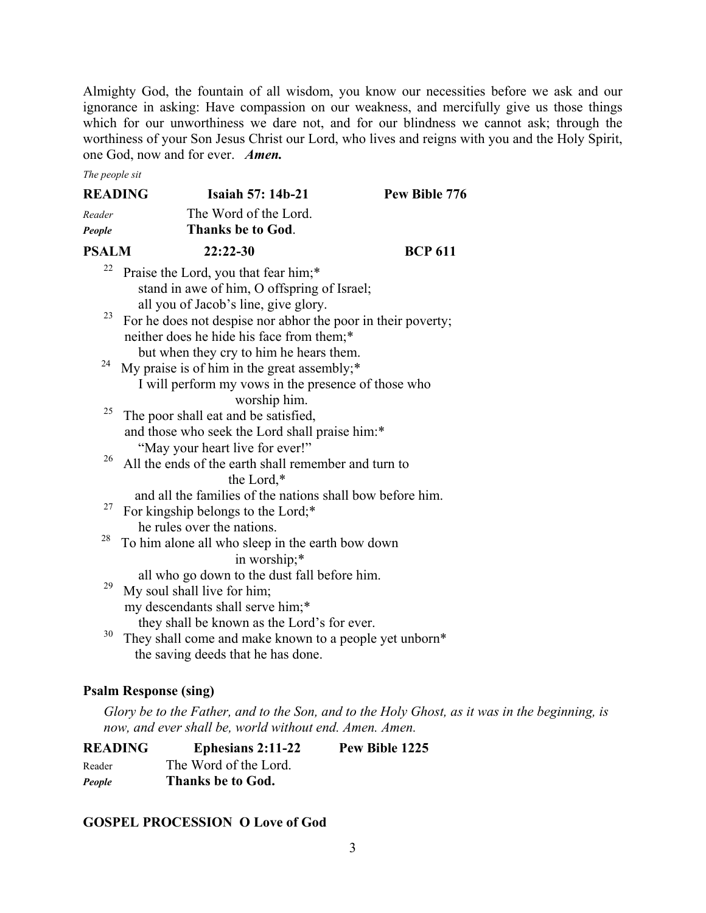Almighty God, the fountain of all wisdom, you know our necessities before we ask and our ignorance in asking: Have compassion on our weakness, and mercifully give us those things which for our unworthiness we dare not, and for our blindness we cannot ask; through the worthiness of your Son Jesus Christ our Lord, who lives and reigns with you and the Holy Spirit, one God, now and for ever. ***Amen.***

*The people sit*

**READING** **Isaiah 57: 14b-21** **Pew Bible 776**

*Reader* The Word of the Lord.
***People*** **Thanks be to God**.

**PSALM** **22:22-30** **BCP 611**

22 Praise the Lord, you that fear him;*
stand in awe of him, O offspring of Israel;
all you of Jacob's line, give glory.
23 For he does not despise nor abhor the poor in their poverty;
neither does he hide his face from them;*
but when they cry to him he hears them.
24 My praise is of him in the great assembly;*
I will perform my vows in the presence of those who worship him.
25 The poor shall eat and be satisfied,
and those who seek the Lord shall praise him:*
"May your heart live for ever!"
26 All the ends of the earth shall remember and turn to the Lord,*
and all the families of the nations shall bow before him.
27 For kingship belongs to the Lord;*
he rules over the nations.
28 To him alone all who sleep in the earth bow down in worship;*
all who go down to the dust fall before him.
29 My soul shall live for him;
my descendants shall serve him;*
they shall be known as the Lord's for ever.
30 They shall come and make known to a people yet unborn*
the saving deeds that he has done.

**Psalm Response (sing)**

*Glory be to the Father, and to the Son, and to the Holy Ghost, as it was in the beginning, is now, and ever shall be, world without end. Amen. Amen.*

**READING** **Ephesians 2:11-22** **Pew Bible 1225**

Reader The Word of the Lord.
***People*** **Thanks be to God.**

**GOSPEL PROCESSION O Love of God**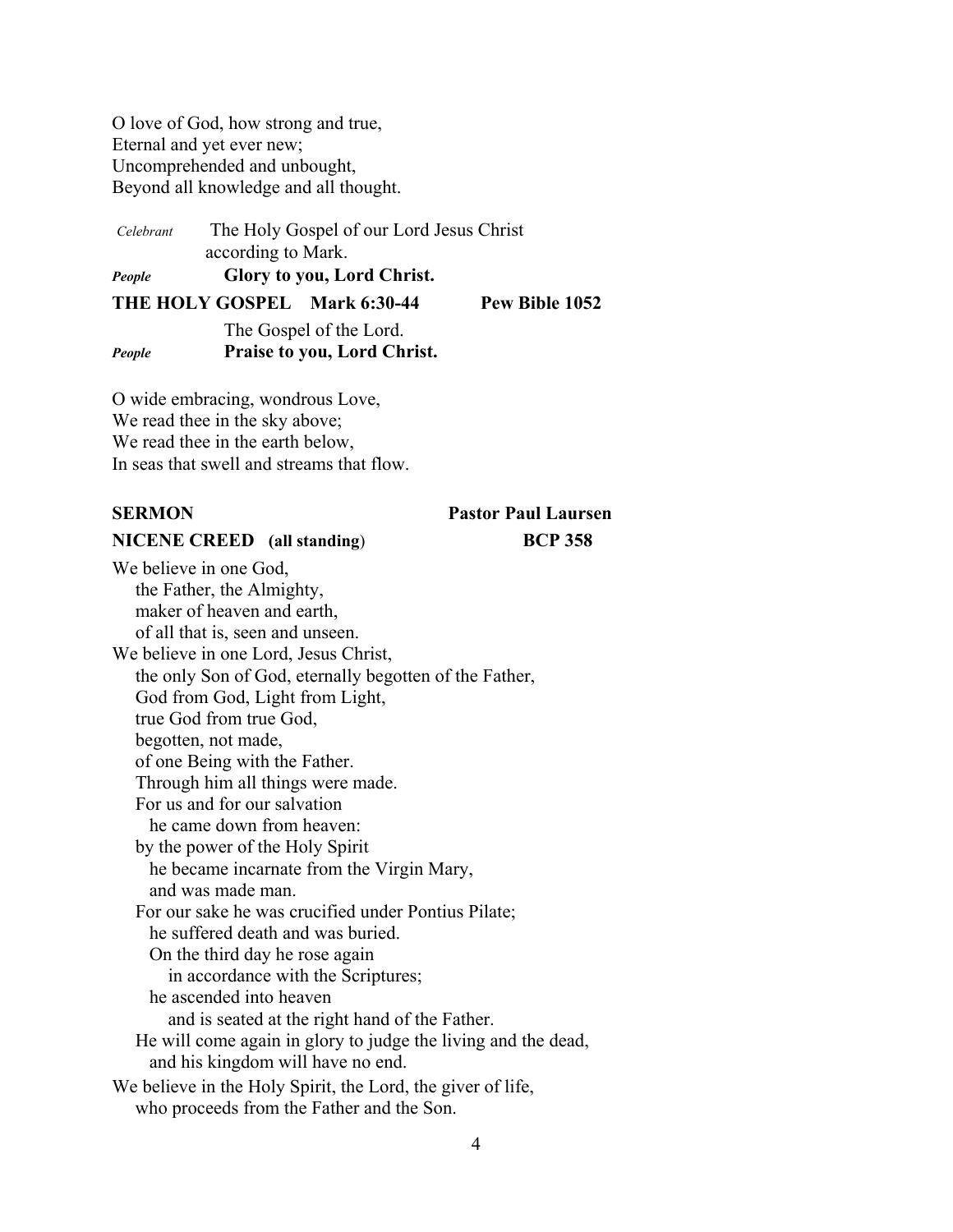O love of God, how strong and true,
Eternal and yet ever new;
Uncomprehended and unbought,
Beyond all knowledge and all thought.

*Celebrant* The Holy Gospel of our Lord Jesus Christ according to Mark.

***People*** **Glory to you, Lord Christ.**

**THE HOLY GOSPEL Mark 6:30-44 Pew Bible 1052**

The Gospel of the Lord.

***People*** **Praise to you, Lord Christ.**

O wide embracing, wondrous Love,
We read thee in the sky above;
We read thee in the earth below,
In seas that swell and streams that flow.

**SERMON Pastor Paul Laursen**

**NICENE CREED (all standing) BCP 358**

We believe in one God,
 the Father, the Almighty,
 maker of heaven and earth,
 of all that is, seen and unseen.
We believe in one Lord, Jesus Christ,
 the only Son of God, eternally begotten of the Father,
 God from God, Light from Light,
 true God from true God,
 begotten, not made,
 of one Being with the Father.
 Through him all things were made.
 For us and for our salvation
  he came down from heaven:
 by the power of the Holy Spirit
  he became incarnate from the Virgin Mary,
  and was made man.
 For our sake he was crucified under Pontius Pilate;
  he suffered death and was buried.
  On the third day he rose again
   in accordance with the Scriptures;
  he ascended into heaven
   and is seated at the right hand of the Father.
 He will come again in glory to judge the living and the dead,
  and his kingdom will have no end.
We believe in the Holy Spirit, the Lord, the giver of life,
 who proceeds from the Father and the Son.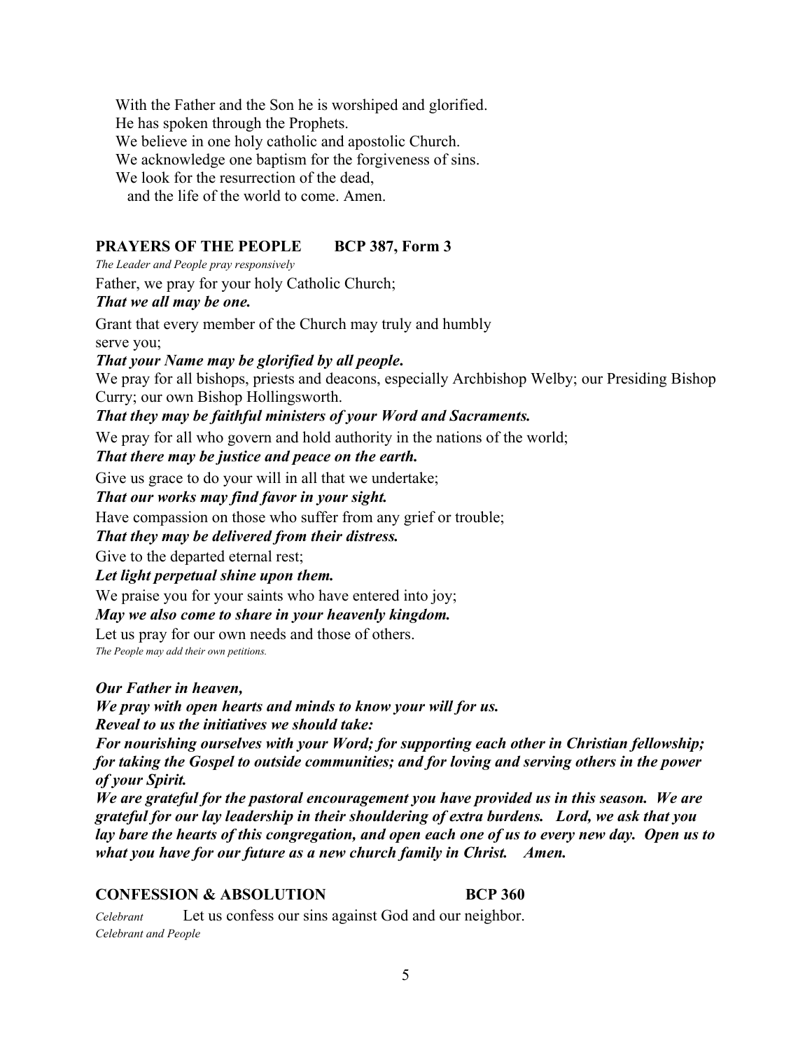With the Father and the Son he is worshiped and glorified.
He has spoken through the Prophets.
We believe in one holy catholic and apostolic Church.
We acknowledge one baptism for the forgiveness of sins.
We look for the resurrection of the dead,
and the life of the world to come. Amen.

### PRAYERS OF THE PEOPLE BCP 387, Form 3

*The Leader and People pray responsively*

Father, we pray for your holy Catholic Church;
***That we all may be one.***

Grant that every member of the Church may truly and humbly serve you;
***That your Name may be glorified by all people.***

We pray for all bishops, priests and deacons, especially Archbishop Welby; our Presiding Bishop Curry; our own Bishop Hollingsworth.
***That they may be faithful ministers of your Word and Sacraments.***

We pray for all who govern and hold authority in the nations of the world;
***That there may be justice and peace on the earth.***

Give us grace to do your will in all that we undertake;
***That our works may find favor in your sight.***

Have compassion on those who suffer from any grief or trouble;
***That they may be delivered from their distress.***

Give to the departed eternal rest;
***Let light perpetual shine upon them.***

We praise you for your saints who have entered into joy;
***May we also come to share in your heavenly kingdom.***

Let us pray for our own needs and those of others.
*The People may add their own petitions.*

***Our Father in heaven,***
***We pray with open hearts and minds to know your will for us.***
***Reveal to us the initiatives we should take:***
***For nourishing ourselves with your Word; for supporting each other in Christian fellowship; for taking the Gospel to outside communities; and for loving and serving others in the power of your Spirit.***
***We are grateful for the pastoral encouragement you have provided us in this season. We are grateful for our lay leadership in their shouldering of extra burdens. Lord, we ask that you lay bare the hearts of this congregation, and open each one of us to every new day. Open us to what you have for our future as a new church family in Christ. Amen.***

### CONFESSION & ABSOLUTION BCP 360

*Celebrant* Let us confess our sins against God and our neighbor.
*Celebrant and People*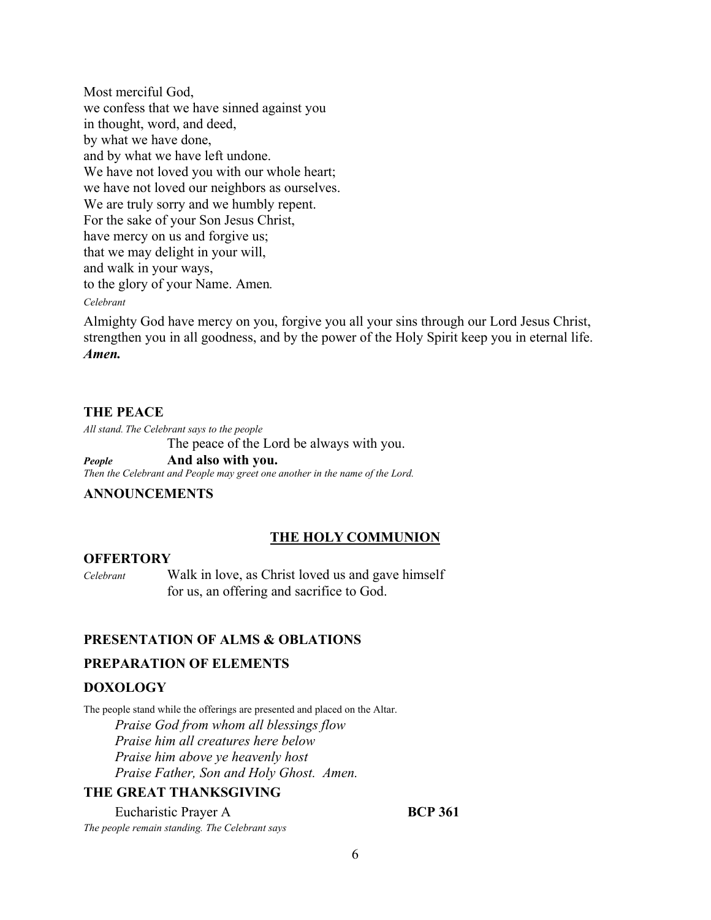Most merciful God,
we confess that we have sinned against you
in thought, word, and deed,
by what we have done,
and by what we have left undone.
We have not loved you with our whole heart;
we have not loved our neighbors as ourselves.
We are truly sorry and we humbly repent.
For the sake of your Son Jesus Christ,
have mercy on us and forgive us;
that we may delight in your will,
and walk in your ways,
to the glory of your Name. Amen*.*

*Celebrant*

Almighty God have mercy on you, forgive you all your sins through our Lord Jesus Christ, strengthen you in all goodness, and by the power of the Holy Spirit keep you in eternal life. ***Amen.***

### THE PEACE

*All stand. The Celebrant says to the people*

The peace of the Lord be always with you.

***People*** **And also with you.**

*Then the Celebrant and People may greet one another in the name of the Lord.*

### ANNOUNCEMENTS

## THE HOLY COMMUNION

### OFFERTORY

*Celebrant* Walk in love, as Christ loved us and gave himself for us, an offering and sacrifice to God.

### PRESENTATION OF ALMS & OBLATIONS

### PREPARATION OF ELEMENTS

### DOXOLOGY

The people stand while the offerings are presented and placed on the Altar.

*Praise God from whom all blessings flow*
*Praise him all creatures here below*
*Praise him above ye heavenly host*
*Praise Father, Son and Holy Ghost. Amen.*

### THE GREAT THANKSGIVING

Eucharistic Prayer A **BCP 361**

*The people remain standing. The Celebrant says*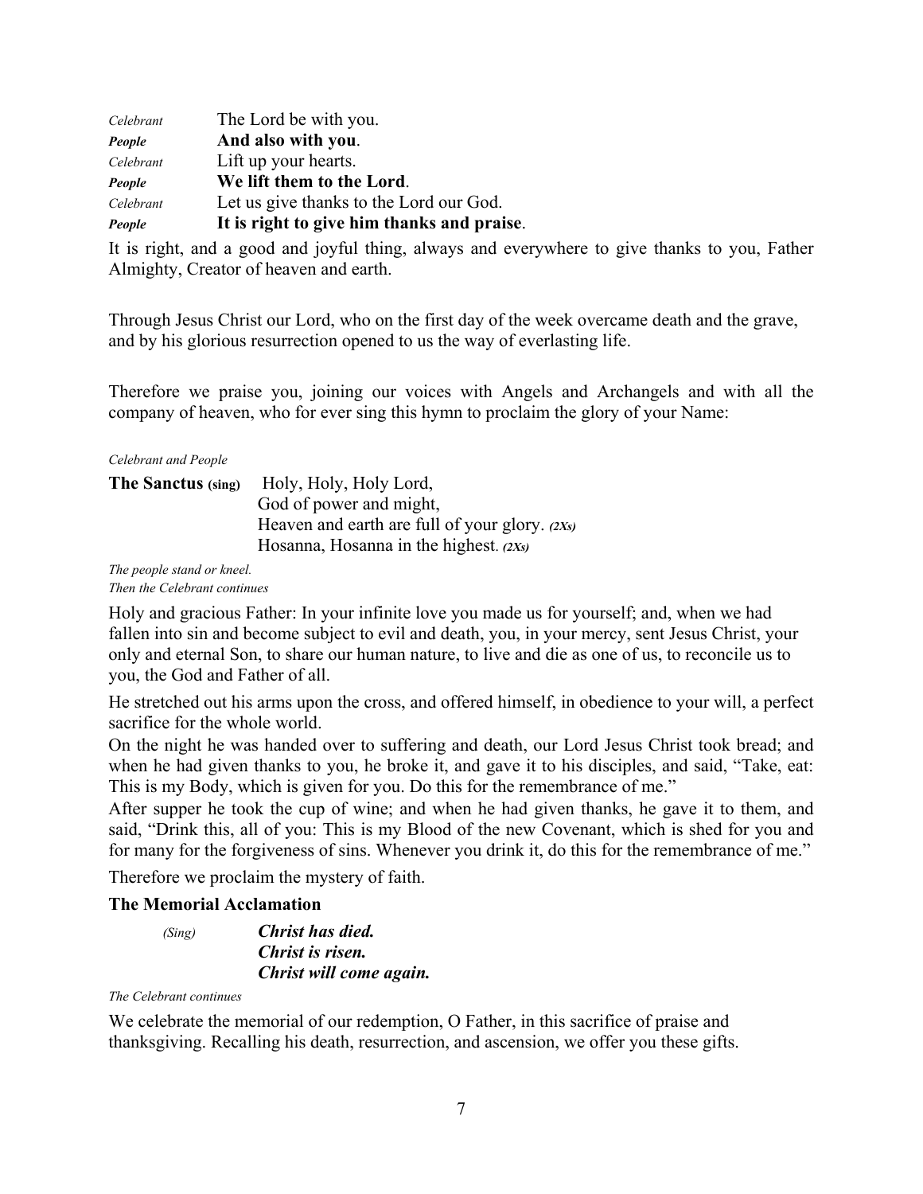*Celebrant* The Lord be with you.
***People*** **And also with you**.
*Celebrant* Lift up your hearts.
***People*** **We lift them to the Lord**.
*Celebrant* Let us give thanks to the Lord our God.
***People*** **It is right to give him thanks and praise**.

It is right, and a good and joyful thing, always and everywhere to give thanks to you, Father Almighty, Creator of heaven and earth.

Through Jesus Christ our Lord, who on the first day of the week overcame death and the grave, and by his glorious resurrection opened to us the way of everlasting life.

Therefore we praise you, joining our voices with Angels and Archangels and with all the company of heaven, who for ever sing this hymn to proclaim the glory of your Name:

*Celebrant and People*

**The Sanctus (sing)** Holy, Holy, Holy Lord,
God of power and might,
Heaven and earth are full of your glory. ***(2Xs)***
Hosanna, Hosanna in the highest. ***(2Xs)***

*The people stand or kneel.*
*Then the Celebrant continues*

Holy and gracious Father: In your infinite love you made us for yourself; and, when we had fallen into sin and become subject to evil and death, you, in your mercy, sent Jesus Christ, your only and eternal Son, to share our human nature, to live and die as one of us, to reconcile us to you, the God and Father of all.

He stretched out his arms upon the cross, and offered himself, in obedience to your will, a perfect sacrifice for the whole world.

On the night he was handed over to suffering and death, our Lord Jesus Christ took bread; and when he had given thanks to you, he broke it, and gave it to his disciples, and said, "Take, eat: This is my Body, which is given for you. Do this for the remembrance of me."

After supper he took the cup of wine; and when he had given thanks, he gave it to them, and said, "Drink this, all of you: This is my Blood of the new Covenant, which is shed for you and for many for the forgiveness of sins. Whenever you drink it, do this for the remembrance of me."

Therefore we proclaim the mystery of faith.

**The Memorial Acclamation**

*(Sing)* ***Christ has died.***
***Christ is risen.***
***Christ will come again.***

*The Celebrant continues*

We celebrate the memorial of our redemption, O Father, in this sacrifice of praise and thanksgiving. Recalling his death, resurrection, and ascension, we offer you these gifts.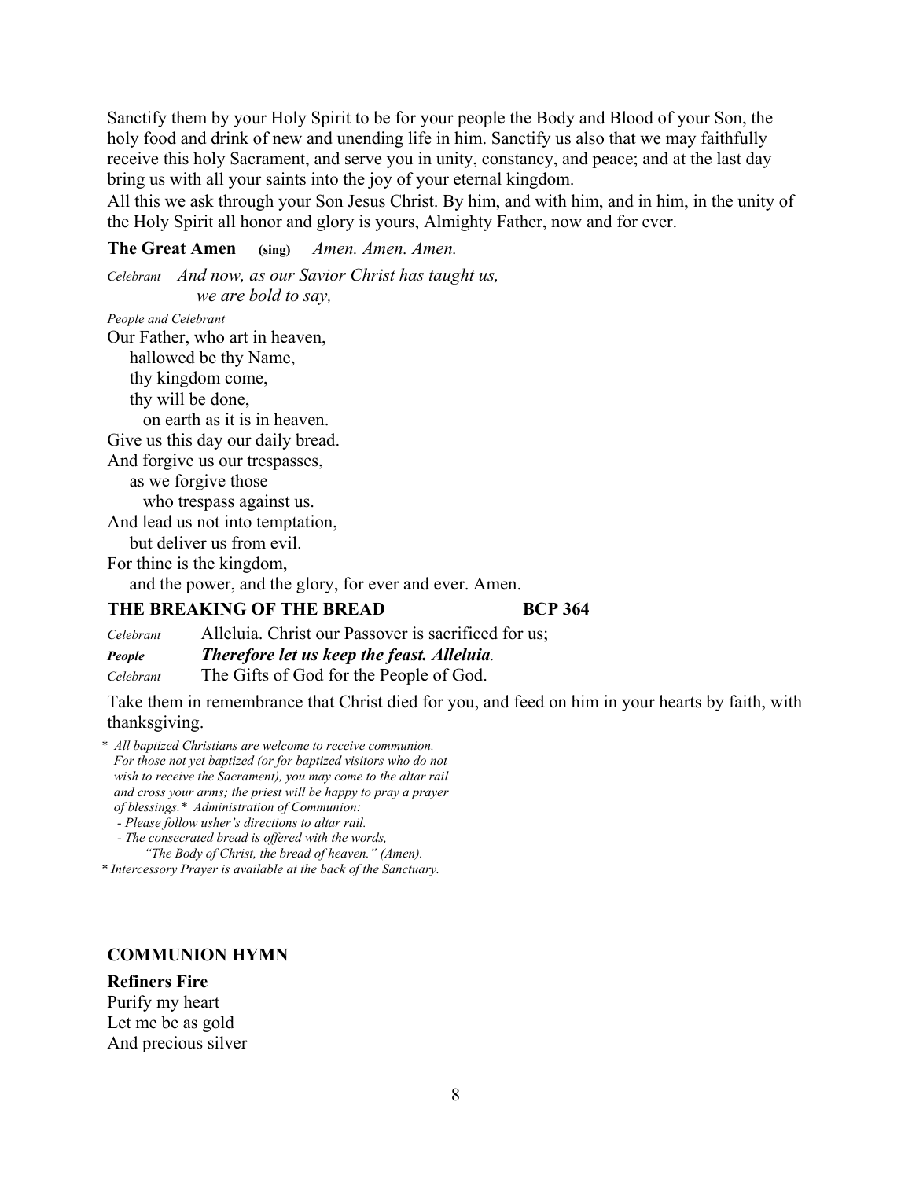Sanctify them by your Holy Spirit to be for your people the Body and Blood of your Son, the holy food and drink of new and unending life in him. Sanctify us also that we may faithfully receive this holy Sacrament, and serve you in unity, constancy, and peace; and at the last day bring us with all your saints into the joy of your eternal kingdom.
All this we ask through your Son Jesus Christ. By him, and with him, and in him, in the unity of the Holy Spirit all honor and glory is yours, Almighty Father, now and for ever.

**The Great Amen** **(sing)** *Amen. Amen. Amen.*

*Celebrant* *And now, as our Savior Christ has taught us,*
*we are bold to say,*

*People and Celebrant*

Our Father, who art in heaven,
hallowed be thy Name,
thy kingdom come,
thy will be done,
on earth as it is in heaven.
Give us this day our daily bread.
And forgive us our trespasses,
as we forgive those
who trespass against us.
And lead us not into temptation,
but deliver us from evil.
For thine is the kingdom,
and the power, and the glory, for ever and ever. Amen.

## THE BREAKING OF THE BREAD BCP 364

*Celebrant* Alleluia. Christ our Passover is sacrificed for us;

***People*** ***Therefore let us keep the feast. Alleluia.***

*Celebrant* The Gifts of God for the People of God.

Take them in remembrance that Christ died for you, and feed on him in your hearts by faith, with thanksgiving.

*\* All baptized Christians are welcome to receive communion. For those not yet baptized (or for baptized visitors who do not wish to receive the Sacrament), you may come to the altar rail and cross your arms; the priest will be happy to pray a prayer of blessings.\* Administration of Communion:*
*- Please follow usher's directions to altar rail.*
*- The consecrated bread is offered with the words, "The Body of Christ, the bread of heaven." (Amen).*
*\* Intercessory Prayer is available at the back of the Sanctuary.*

## COMMUNION HYMN

**Refiners Fire**
Purify my heart
Let me be as gold
And precious silver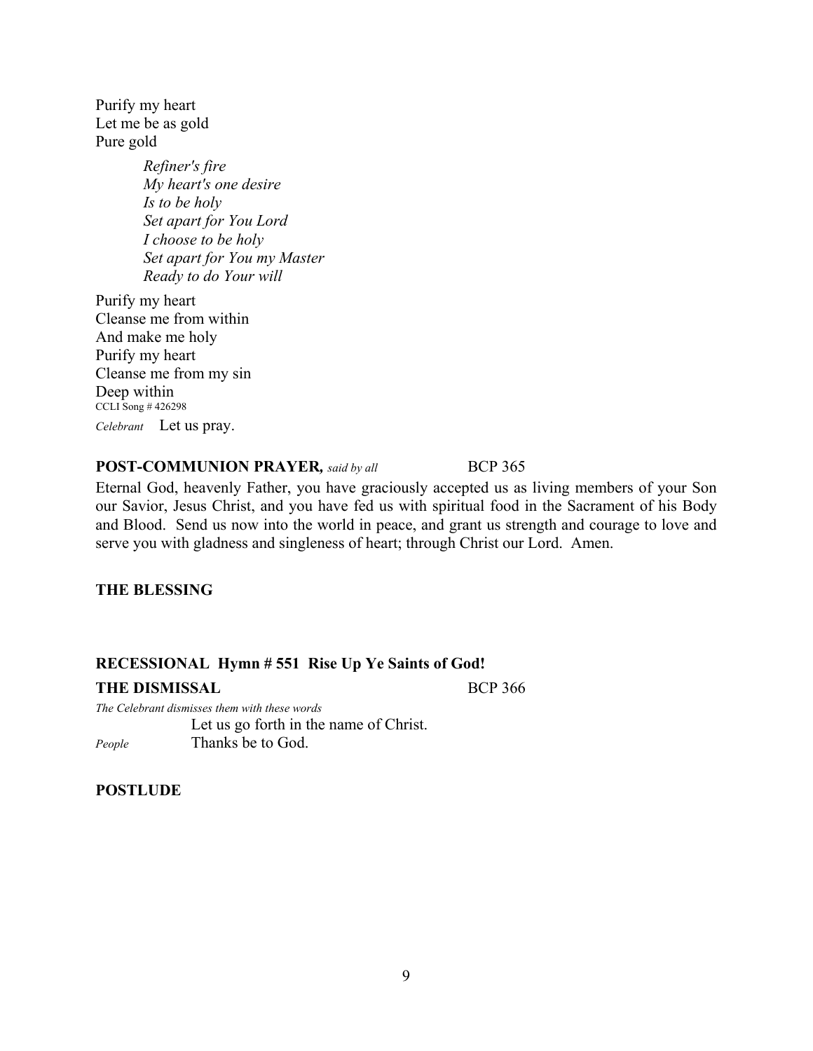Purify my heart
Let me be as gold
Pure gold

> *Refiner's fire*
> *My heart's one desire*
> *Is to be holy*
> *Set apart for You Lord*
> *I choose to be holy*
> *Set apart for You my Master*
> *Ready to do Your will*

Purify my heart
Cleanse me from within
And make me holy
Purify my heart
Cleanse me from my sin
Deep within
CCLI Song # 426298

*Celebrant* Let us pray.

**POST-COMMUNION PRAYER,** *said by all* BCP 365

Eternal God, heavenly Father, you have graciously accepted us as living members of your Son our Savior, Jesus Christ, and you have fed us with spiritual food in the Sacrament of his Body and Blood. Send us now into the world in peace, and grant us strength and courage to love and serve you with gladness and singleness of heart; through Christ our Lord. Amen.

**THE BLESSING**

**RECESSIONAL Hymn # 551 Rise Up Ye Saints of God!**

**THE DISMISSAL** BCP 366

*The Celebrant dismisses them with these words*

Let us go forth in the name of Christ.

*People* Thanks be to God.

**POSTLUDE**